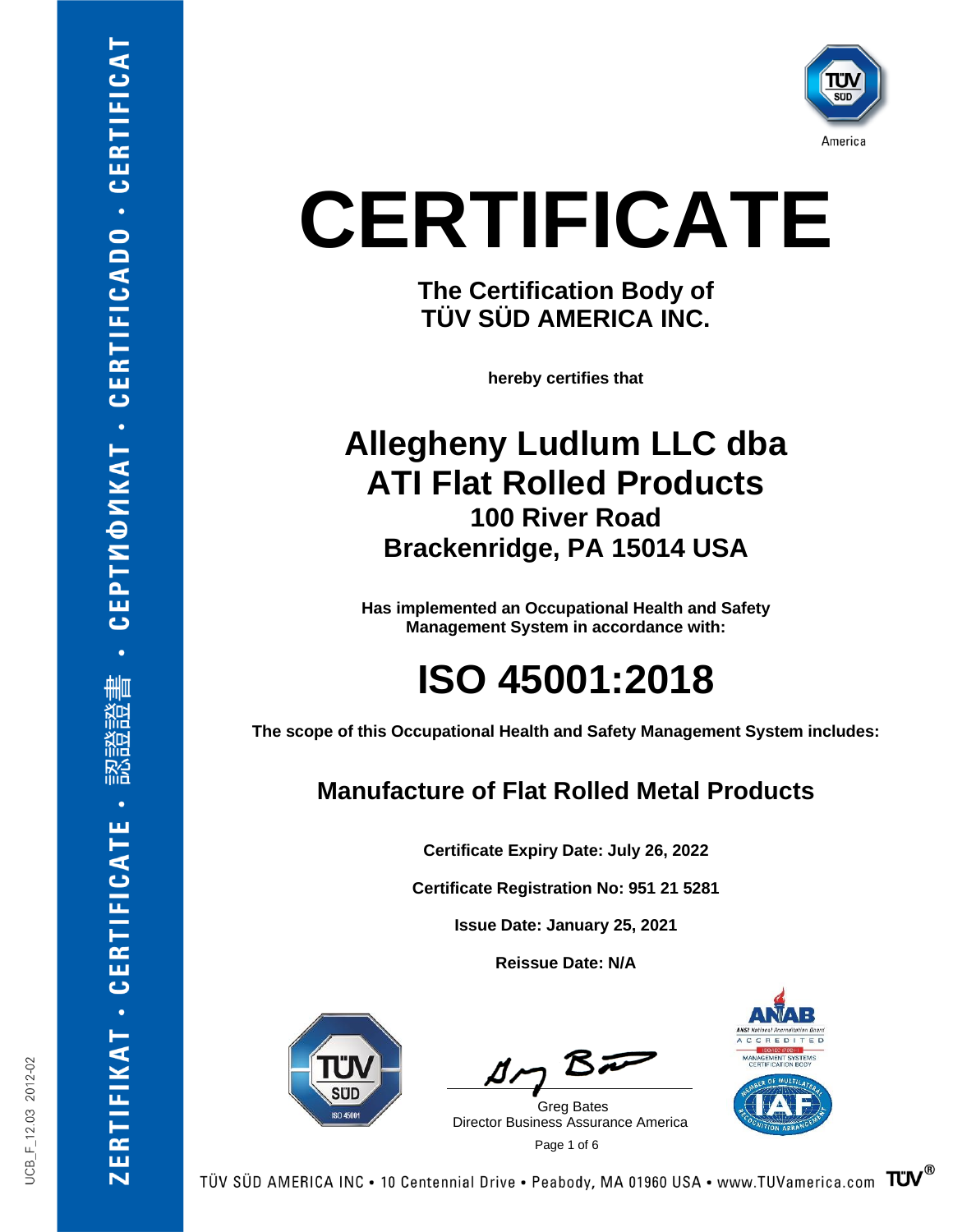# CERTIFICATE

**The Certification Body of**
**TÜV SÜD AMERICA INC.**

**hereby certifies that**

## Allegheny Ludlum LLC dba
## ATI Flat Rolled Products

### 100 River Road
### Brackenridge, PA 15014 USA

**Has implemented an Occupational Health and Safety Management System in accordance with:**

# ISO 45001:2018

**The scope of this Occupational Health and Safety Management System includes:**

## Manufacture of Flat Rolled Metal Products

**Certificate Expiry Date: July 26, 2022**

**Certificate Registration No: 951 21 5281**

**Issue Date: January 25, 2021**

**Reissue Date: N/A**

Greg Bates
Director Business Assurance America

TÜV SÜD AMERICA INC • 10 Centennial Drive • Peabody, MA 01960 USA • www.TUVamerica.com

UCB_F_12.03 2012-02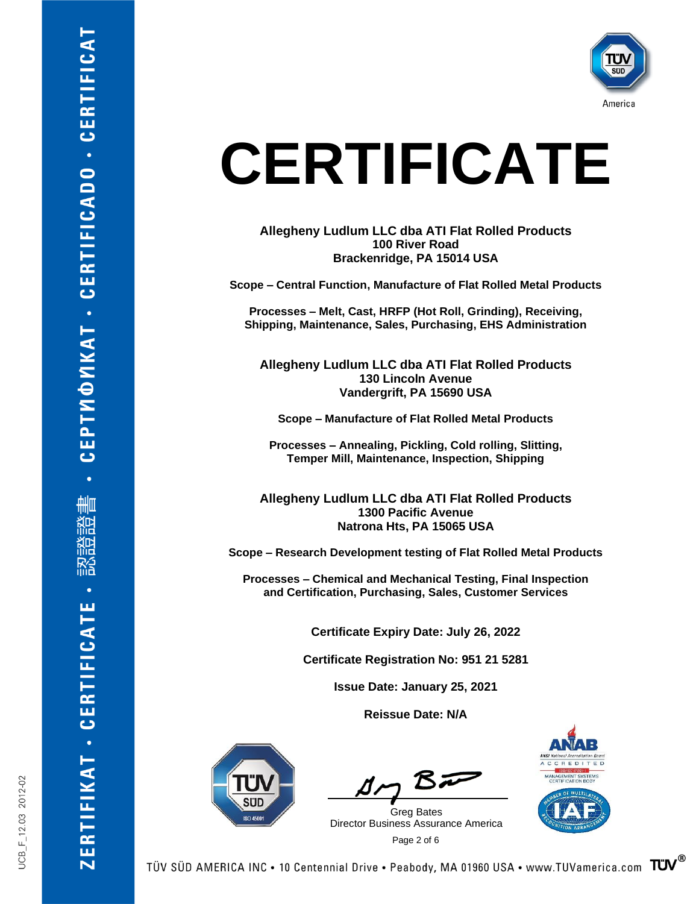# CERTIFICATE

**Allegheny Ludlum LLC dba ATI Flat Rolled Products**
**100 River Road**
**Brackenridge, PA 15014 USA**

**Scope – Central Function, Manufacture of Flat Rolled Metal Products**

**Processes – Melt, Cast, HRFP (Hot Roll, Grinding), Receiving, Shipping, Maintenance, Sales, Purchasing, EHS Administration**

**Allegheny Ludlum LLC dba ATI Flat Rolled Products**
**130 Lincoln Avenue**
**Vandergrift, PA 15690 USA**

**Scope – Manufacture of Flat Rolled Metal Products**

**Processes – Annealing, Pickling, Cold rolling, Slitting, Temper Mill, Maintenance, Inspection, Shipping**

**Allegheny Ludlum LLC dba ATI Flat Rolled Products**
**1300 Pacific Avenue**
**Natrona Hts, PA 15065 USA**

**Scope – Research Development testing of Flat Rolled Metal Products**

**Processes – Chemical and Mechanical Testing, Final Inspection and Certification, Purchasing, Sales, Customer Services**

**Certificate Expiry Date: July 26, 2022**

**Certificate Registration No: 951 21 5281**

**Issue Date: January 25, 2021**

**Reissue Date: N/A**

Greg Bates
Director Business Assurance America

TÜV SÜD AMERICA INC • 10 Centennial Drive • Peabody, MA 01960 USA • www.TUVamerica.com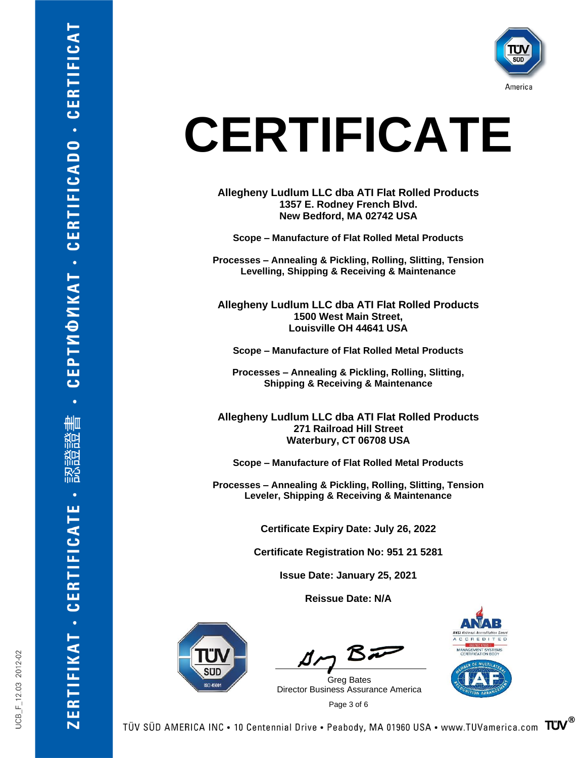# CERTIFICATE

**Allegheny Ludlum LLC dba ATI Flat Rolled Products**
**1357 E. Rodney French Blvd.**
**New Bedford, MA 02742 USA**

**Scope – Manufacture of Flat Rolled Metal Products**

**Processes – Annealing & Pickling, Rolling, Slitting, Tension Levelling, Shipping & Receiving & Maintenance**

**Allegheny Ludlum LLC dba ATI Flat Rolled Products**
**1500 West Main Street,**
**Louisville OH 44641 USA**

**Scope – Manufacture of Flat Rolled Metal Products**

**Processes – Annealing & Pickling, Rolling, Slitting, Shipping & Receiving & Maintenance**

**Allegheny Ludlum LLC dba ATI Flat Rolled Products**
**271 Railroad Hill Street**
**Waterbury, CT 06708 USA**

**Scope – Manufacture of Flat Rolled Metal Products**

**Processes – Annealing & Pickling, Rolling, Slitting, Tension Leveler, Shipping & Receiving & Maintenance**

**Certificate Expiry Date: July 26, 2022**

**Certificate Registration No: 951 21 5281**

**Issue Date: January 25, 2021**

**Reissue Date: N/A**

TÜV SÜD ISO 45001

Greg Bates
Director Business Assurance America

ANAB ANSI National Accreditation Board ACCREDITED ISO/IEC 17021 MANAGEMENT SYSTEMS CERTIFICATION BODY

IAF Member of Multilateral Recognition Arrangement

TÜV SÜD AMERICA INC • 10 Centennial Drive • Peabody, MA 01960 USA • www.TUVamerica.com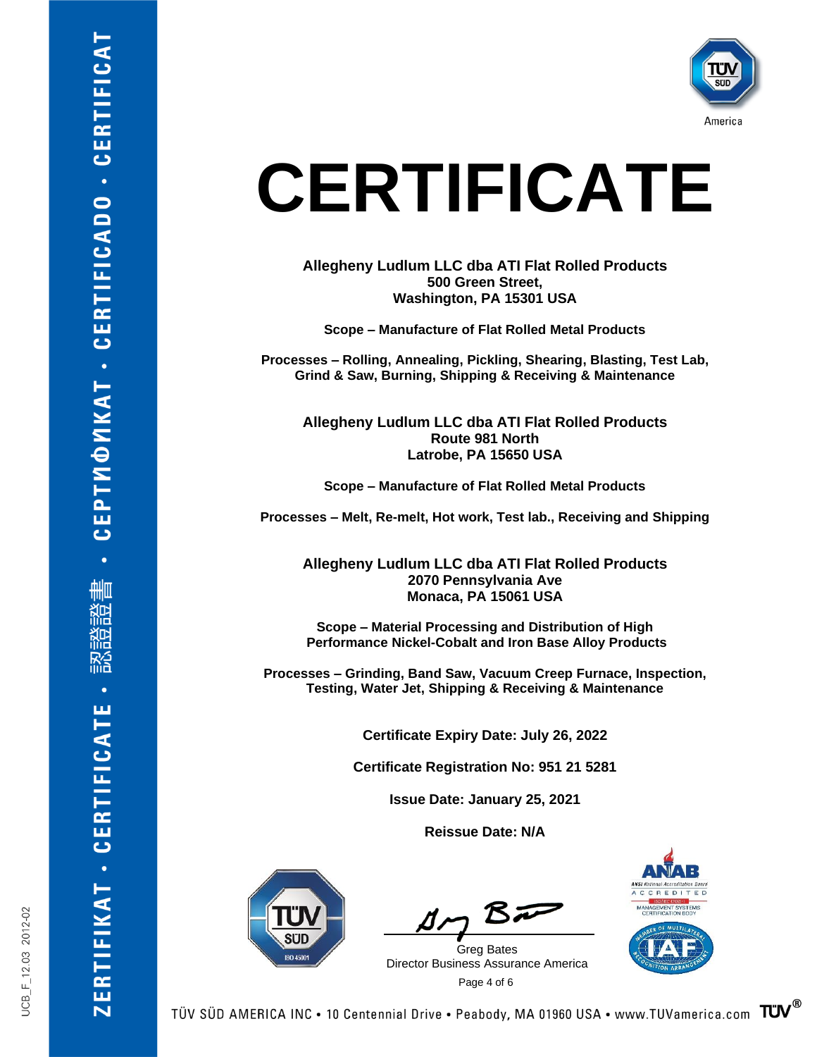# CERTIFICATE

**Allegheny Ludlum LLC dba ATI Flat Rolled Products**
**500 Green Street,**
**Washington, PA 15301 USA**

**Scope – Manufacture of Flat Rolled Metal Products**

**Processes – Rolling, Annealing, Pickling, Shearing, Blasting, Test Lab, Grind & Saw, Burning, Shipping & Receiving & Maintenance**

**Allegheny Ludlum LLC dba ATI Flat Rolled Products**
**Route 981 North**
**Latrobe, PA 15650 USA**

**Scope – Manufacture of Flat Rolled Metal Products**

**Processes – Melt, Re-melt, Hot work, Test lab., Receiving and Shipping**

**Allegheny Ludlum LLC dba ATI Flat Rolled Products**
**2070 Pennsylvania Ave**
**Monaca, PA 15061 USA**

**Scope – Material Processing and Distribution of High Performance Nickel-Cobalt and Iron Base Alloy Products**

**Processes – Grinding, Band Saw, Vacuum Creep Furnace, Inspection, Testing, Water Jet, Shipping & Receiving & Maintenance**

**Certificate Expiry Date: July 26, 2022**

**Certificate Registration No: 951 21 5281**

**Issue Date: January 25, 2021**

**Reissue Date: N/A**

Greg Bates
Director Business Assurance America

TÜV SÜD AMERICA INC • 10 Centennial Drive • Peabody, MA 01960 USA • www.TUVamerica.com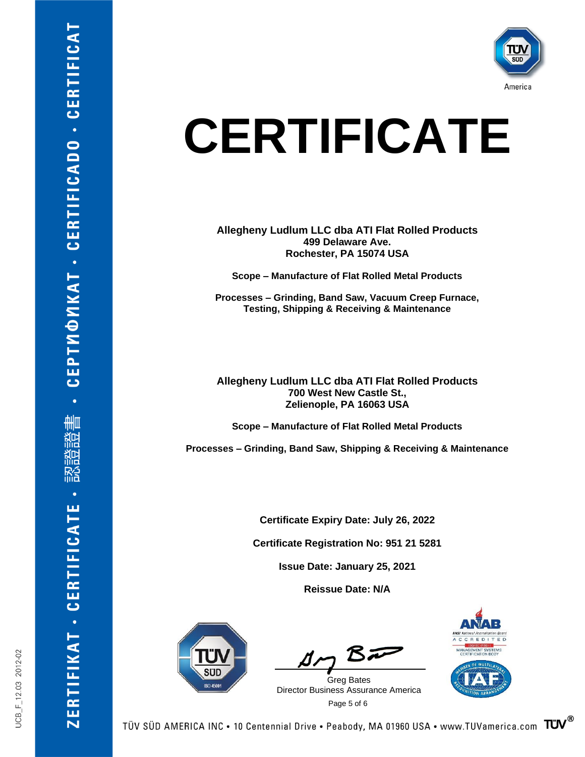# CERTIFICATE

**Allegheny Ludlum LLC dba ATI Flat Rolled Products**
**499 Delaware Ave.**
**Rochester, PA 15074 USA**

**Scope – Manufacture of Flat Rolled Metal Products**

**Processes – Grinding, Band Saw, Vacuum Creep Furnace, Testing, Shipping & Receiving & Maintenance**

**Allegheny Ludlum LLC dba ATI Flat Rolled Products**
**700 West New Castle St.,**
**Zelienople, PA 16063 USA**

**Scope – Manufacture of Flat Rolled Metal Products**

**Processes – Grinding, Band Saw, Shipping & Receiving & Maintenance**

**Certificate Expiry Date: July 26, 2022**

**Certificate Registration No: 951 21 5281**

**Issue Date: January 25, 2021**

**Reissue Date: N/A**

Greg Bates
Director Business Assurance America

TÜV SÜD AMERICA INC • 10 Centennial Drive • Peabody, MA 01960 USA • www.TUVamerica.com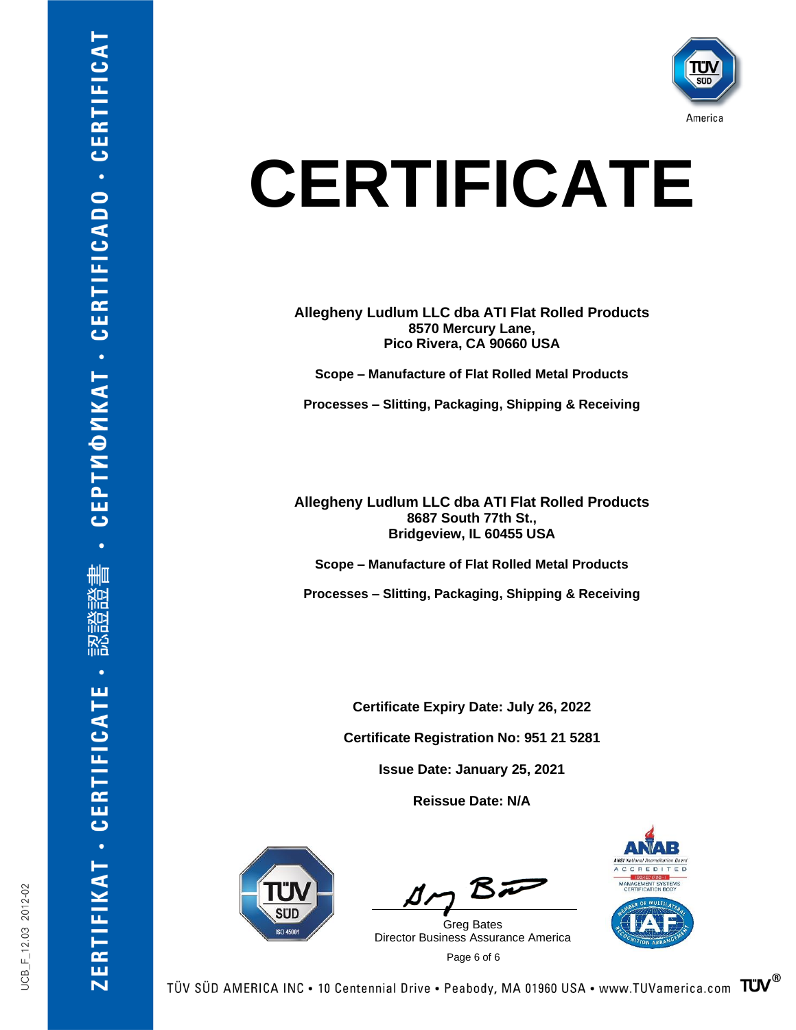# CERTIFICATE

**Allegheny Ludlum LLC dba ATI Flat Rolled Products**
**8570 Mercury Lane,**
**Pico Rivera, CA 90660 USA**

**Scope – Manufacture of Flat Rolled Metal Products**

**Processes – Slitting, Packaging, Shipping & Receiving**

**Allegheny Ludlum LLC dba ATI Flat Rolled Products**
**8687 South 77th St.,**
**Bridgeview, IL 60455 USA**

**Scope – Manufacture of Flat Rolled Metal Products**

**Processes – Slitting, Packaging, Shipping & Receiving**

**Certificate Expiry Date: July 26, 2022**

**Certificate Registration No: 951 21 5281**

**Issue Date: January 25, 2021**

**Reissue Date: N/A**

Greg Bates
Director Business Assurance America

TÜV SÜD AMERICA INC • 10 Centennial Drive • Peabody, MA 01960 USA • www.TUVamerica.com